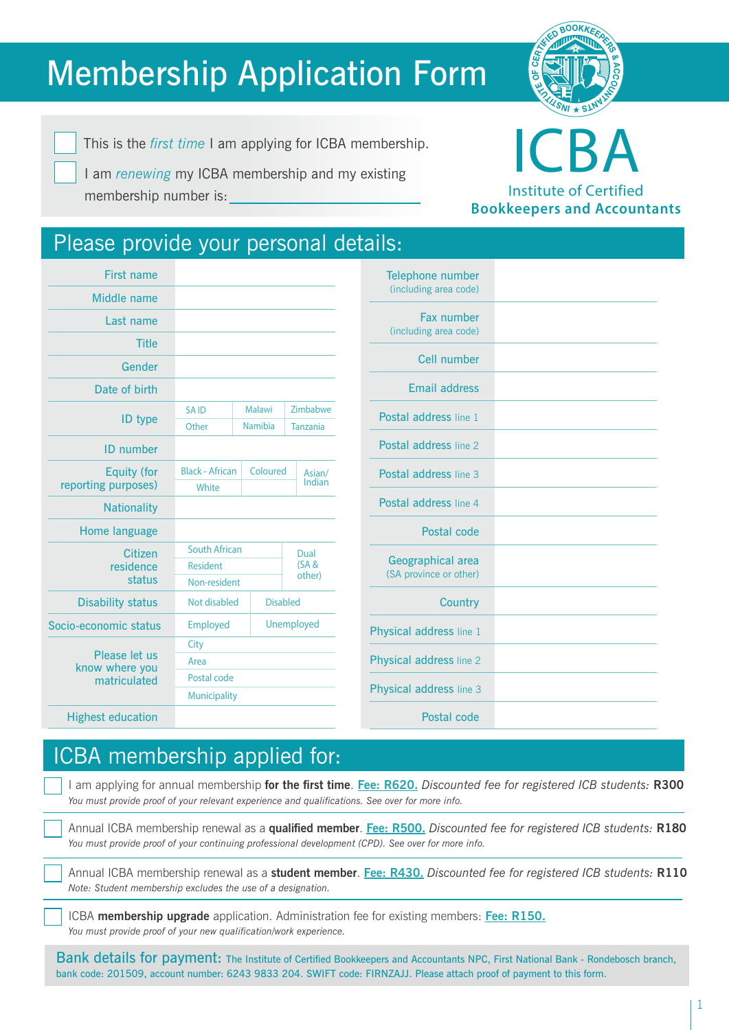# Membership Application Form

**ICBA**
Institute of Certified
**Bookkeepers and Accountants**

☐ This is the *first time* I am applying for ICBA membership.

☐ I am *renewing* my ICBA membership and my existing membership number is: ______________________

## Please provide your personal details:

| | | | |
|---|---|---|---|
| First name | | | |
| Middle name | | | |
| Last name | | | |
| Title | | | |
| Gender | | | |
| Date of birth | | | |
| ID type | SA ID | Malawi | Zimbabwe |
| | Other | Namibia | Tanzania |
| ID number | | | |
| Equity (for reporting purposes) | Black - African | Coloured | Asian/ Indian |
| | White | | |
| Nationality | | | |
| Home language | | | |
| Citizen residence status | South African | | Dual (SA & other) |
| | Resident | | |
| | Non-resident | | |
| Disability status | Not disabled | Disabled | |
| Socio-economic status | Employed | Unemployed | |
| Please let us know where you matriculated | City | | |
| | Area | | |
| | Postal code | | |
| | Municipality | | |
| Highest education | | | |

| | |
|---|---|
| Telephone number (including area code) | |
| Fax number (including area code) | |
| Cell number | |
| Email address | |
| Postal address line 1 | |
| Postal address line 2 | |
| Postal address line 3 | |
| Postal address line 4 | |
| Postal code | |
| Geographical area (SA province or other) | |
| Country | |
| Physical address line 1 | |
| Physical address line 2 | |
| Physical address line 3 | |
| Postal code | |

## ICBA membership applied for:

☐ I am applying for annual membership **for the first time**. Fee: R620. *Discounted fee for registered ICB students:* **R300**
*You must provide proof of your relevant experience and qualifications. See over for more info.*

☐ Annual ICBA membership renewal as a **qualified member**. Fee: R500. *Discounted fee for registered ICB students:* **R180**
*You must provide proof of your continuing professional development (CPD). See over for more info.*

☐ Annual ICBA membership renewal as a **student member**. Fee: R430. *Discounted fee for registered ICB students:* **R110**
*Note: Student membership excludes the use of a designation.*

☐ ICBA **membership upgrade** application. Administration fee for existing members: Fee: R150.
*You must provide proof of your new qualification/work experience.*

**Bank details for payment:** The Institute of Certified Bookkeepers and Accountants NPC, First National Bank - Rondebosch branch, bank code: 201509, account number: 6243 9833 204. SWIFT code: FIRNZAJJ. Please attach proof of payment to this form.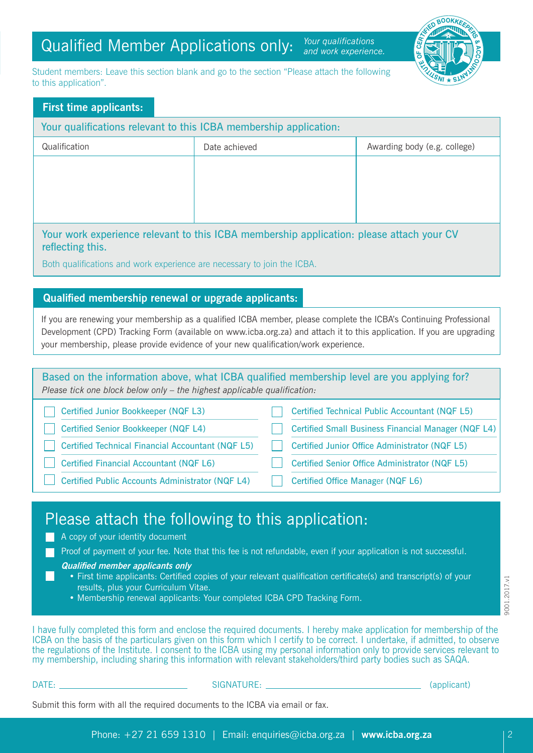# Qualified Member Applications only: *Your qualifications and work experience.*

Student members: Leave this section blank and go to the section "Please attach the following to this application".

## First time applicants:

**Your qualifications relevant to this ICBA membership application:**

| Qualification | Date achieved | Awarding body (e.g. college) |
|---|---|---|
| | | |

**Your work experience relevant to this ICBA membership application: please attach your CV reflecting this.**

Both qualifications and work experience are necessary to join the ICBA.

## Qualified membership renewal or upgrade applicants:

If you are renewing your membership as a qualified ICBA member, please complete the ICBA's Continuing Professional Development (CPD) Tracking Form (available on www.icba.org.za) and attach it to this application. If you are upgrading your membership, please provide evidence of your new qualification/work experience.

**Based on the information above, what ICBA qualified membership level are you applying for?**

*Please tick one block below only – the highest applicable qualification:*

- ☐ Certified Junior Bookkeeper (NQF L3)
- ☐ Certified Senior Bookkeeper (NQF L4)
- ☐ Certified Technical Financial Accountant (NQF L5)
- ☐ Certified Financial Accountant (NQF L6)
- ☐ Certified Public Accounts Administrator (NQF L4)
- ☐ Certified Technical Public Accountant (NQF L5)
- ☐ Certified Small Business Financial Manager (NQF L4)
- ☐ Certified Junior Office Administrator (NQF L5)
- ☐ Certified Senior Office Administrator (NQF L5)
- ☐ Certified Office Manager (NQF L6)

## Please attach the following to this application:

- ☐ A copy of your identity document
- ☐ Proof of payment of your fee. Note that this fee is not refundable, even if your application is not successful.
- ☐ ***Qualified member applicants only***
  - First time applicants: Certified copies of your relevant qualification certificate(s) and transcript(s) of your results, plus your Curriculum Vitae.
  - Membership renewal applicants: Your completed ICBA CPD Tracking Form.

I have fully completed this form and enclose the required documents. I hereby make application for membership of the ICBA on the basis of the particulars given on this form which I certify to be correct. I undertake, if admitted, to observe the regulations of the Institute. I consent to the ICBA using my personal information only to provide services relevant to my membership, including sharing this information with relevant stakeholders/third party bodies such as SAQA.

DATE: ____________________ SIGNATURE: ____________________________ (applicant)

Submit this form with all the required documents to the ICBA via email or fax.

9001.2017.v1

Phone: +27 21 659 1310 | Email: enquiries@icba.org.za | **www.icba.org.za**